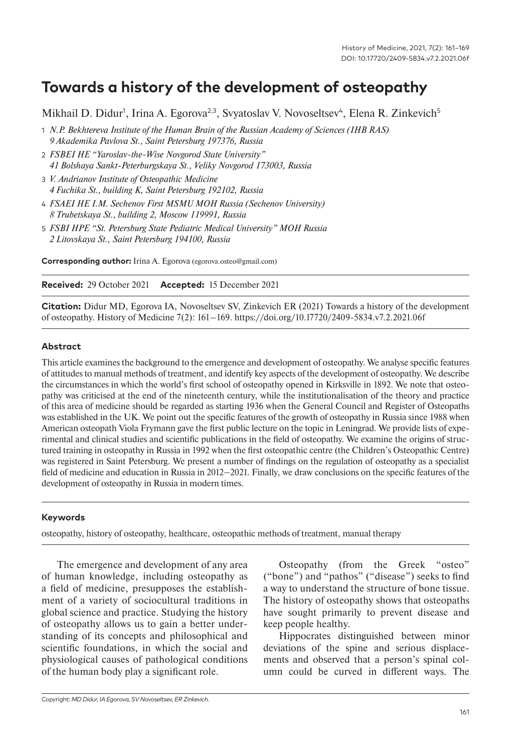# Towards a history of the development of osteopathy

Mikhail D. Didur[1], Irina A. Egorova[2,3], Svyatoslav V. Novoseltsev[4], Elena R. Zinkevich[5]

1 *N.P. Bekhtereva Institute of the Human Brain of the Russian Academy of Sciences (IHB RAS) 9 Akademika Pavlova St., Saint Petersburg 197376, Russia*

2 *FSBEI HE "Yaroslav-the-Wise Novgorod State University" 41 Bolshaya Sankt-Peterburgskaya St., Veliky Novgorod 173003, Russia*

3 *V. Andrianov Institute of Osteopathic Medicine 4 Fuchika St., building K, Saint Petersburg 192102, Russia*

4 *FSAEI HE I.M. Sechenov First MSMU MOH Russia (Sechenov University) 8 Trubetskaya St., building 2, Moscow 119991, Russia*

5 *FSBI HPE "St. Petersburg State Pediatric Medical University" MOH Russia 2 Litovskaya St., Saint Petersburg 194100, Russia*

**Corresponding author:** Irina A. Egorova (egorova.osteo@gmail.com)

**Received:** 29 October 2021 **Accepted:** 15 December 2021

**Citation:** Didur MD, Egorova IA, Novoseltsev SV, Zinkevich ER (2021) Towards a history of the development of osteopathy. History of Medicine 7(2): 161–169. https://doi.org/10.17720/2409-5834.v7.2.2021.06f

## Abstract

This article examines the background to the emergence and development of osteopathy. We analyse specific features of attitudes to manual methods of treatment, and identify key aspects of the development of osteopathy. We describe the circumstances in which the world's first school of osteopathy opened in Kirksville in 1892. We note that osteopathy was criticised at the end of the nineteenth century, while the institutionalisation of the theory and practice of this area of medicine should be regarded as starting 1936 when the General Council and Register of Osteopaths was established in the UK. We point out the specific features of the growth of osteopathy in Russia since 1988 when American osteopath Viola Frymann gave the first public lecture on the topic in Leningrad. We provide lists of experimental and clinical studies and scientific publications in the field of osteopathy. We examine the origins of structured training in osteopathy in Russia in 1992 when the first osteopathic centre (the Children's Osteopathic Centre) was registered in Saint Petersburg. We present a number of findings on the regulation of osteopathy as a specialist field of medicine and education in Russia in 2012–2021. Finally, we draw conclusions on the specific features of the development of osteopathy in Russia in modern times.

## Keywords

osteopathy, history of osteopathy, healthcare, osteopathic methods of treatment, manual therapy

The emergence and development of any area of human knowledge, including osteopathy as a field of medicine, presupposes the establishment of a variety of sociocultural traditions in global science and practice. Studying the history of osteopathy allows us to gain a better understanding of its concepts and philosophical and scientific foundations, in which the social and physiological causes of pathological conditions of the human body play a significant role.

Osteopathy (from the Greek "osteo" ("bone") and "pathos" ("disease") seeks to find a way to understand the structure of bone tissue. The history of osteopathy shows that osteopaths have sought primarily to prevent disease and keep people healthy.

Hippocrates distinguished between minor deviations of the spine and serious displacements and observed that a person's spinal column could be curved in different ways. The

Copyright: *MD Didur, IA Egorova, SV Novoseltsev, ER Zinkevich.*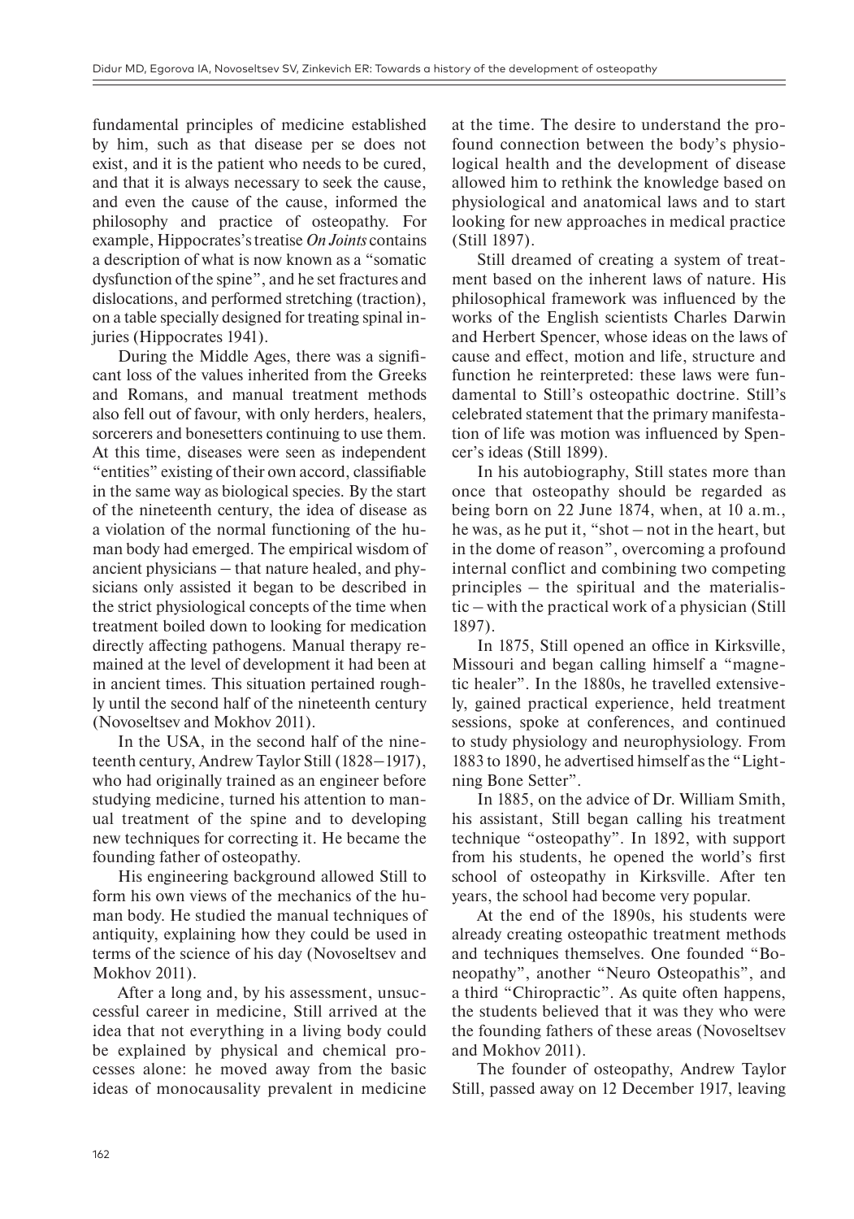fundamental principles of medicine established by him, such as that disease per se does not exist, and it is the patient who needs to be cured, and that it is always necessary to seek the cause, and even the cause of the cause, informed the philosophy and practice of osteopathy. For example, Hippocrates's treatise *On Joints* contains a description of what is now known as a "somatic dysfunction of the spine", and he set fractures and dislocations, and performed stretching (traction), on a table specially designed for treating spinal injuries (Hippocrates 1941).

During the Middle Ages, there was a significant loss of the values inherited from the Greeks and Romans, and manual treatment methods also fell out of favour, with only herders, healers, sorcerers and bonesetters continuing to use them. At this time, diseases were seen as independent "entities" existing of their own accord, classifiable in the same way as biological species. By the start of the nineteenth century, the idea of disease as a violation of the normal functioning of the human body had emerged. The empirical wisdom of ancient physicians – that nature healed, and physicians only assisted it began to be described in the strict physiological concepts of the time when treatment boiled down to looking for medication directly affecting pathogens. Manual therapy remained at the level of development it had been at in ancient times. This situation pertained roughly until the second half of the nineteenth century (Novoseltsev and Mokhov 2011).

In the USA, in the second half of the nineteenth century, Andrew Taylor Still (1828–1917), who had originally trained as an engineer before studying medicine, turned his attention to manual treatment of the spine and to developing new techniques for correcting it. He became the founding father of osteopathy.

His engineering background allowed Still to form his own views of the mechanics of the human body. He studied the manual techniques of antiquity, explaining how they could be used in terms of the science of his day (Novoseltsev and Mokhov 2011).

After a long and, by his assessment, unsuccessful career in medicine, Still arrived at the idea that not everything in a living body could be explained by physical and chemical processes alone: he moved away from the basic ideas of monocausality prevalent in medicine at the time. The desire to understand the profound connection between the body's physiological health and the development of disease allowed him to rethink the knowledge based on physiological and anatomical laws and to start looking for new approaches in medical practice (Still 1897).

Still dreamed of creating a system of treatment based on the inherent laws of nature. His philosophical framework was influenced by the works of the English scientists Charles Darwin and Herbert Spencer, whose ideas on the laws of cause and effect, motion and life, structure and function he reinterpreted: these laws were fundamental to Still's osteopathic doctrine. Still's celebrated statement that the primary manifestation of life was motion was influenced by Spencer's ideas (Still 1899).

In his autobiography, Still states more than once that osteopathy should be regarded as being born on 22 June 1874, when, at 10 a.m., he was, as he put it, "shot – not in the heart, but in the dome of reason", overcoming a profound internal conflict and combining two competing principles – the spiritual and the materialistic – with the practical work of a physician (Still 1897).

In 1875, Still opened an office in Kirksville, Missouri and began calling himself a "magnetic healer". In the 1880s, he travelled extensively, gained practical experience, held treatment sessions, spoke at conferences, and continued to study physiology and neurophysiology. From 1883 to 1890, he advertised himself as the "Lightning Bone Setter".

In 1885, on the advice of Dr. William Smith, his assistant, Still began calling his treatment technique "osteopathy". In 1892, with support from his students, he opened the world's first school of osteopathy in Kirksville. After ten years, the school had become very popular.

At the end of the 1890s, his students were already creating osteopathic treatment methods and techniques themselves. One founded "Boneopathy", another "Neuro Osteopathis", and a third "Chiropractic". As quite often happens, the students believed that it was they who were the founding fathers of these areas (Novoseltsev and Mokhov 2011).

The founder of osteopathy, Andrew Taylor Still, passed away on 12 December 1917, leaving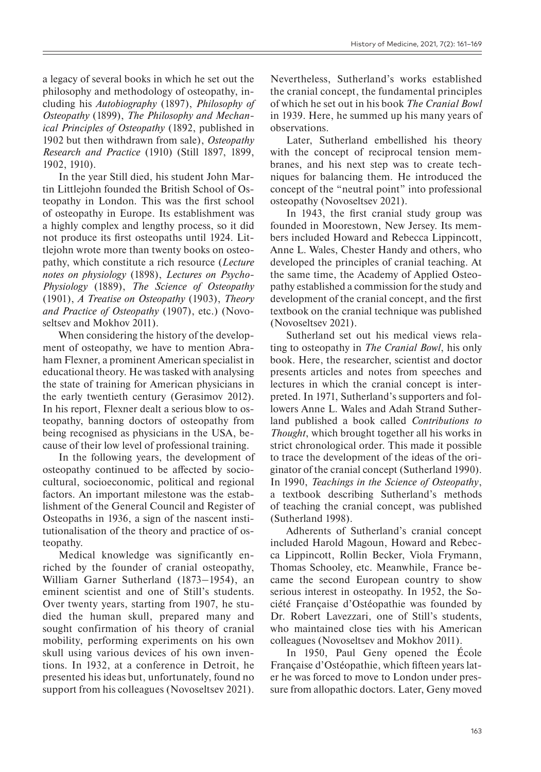a legacy of several books in which he set out the philosophy and methodology of osteopathy, including his *Autobiography* (1897), *Philosophy of Osteopathy* (1899), *The Philosophy and Mechanical Principles of Osteopathy* (1892, published in 1902 but then withdrawn from sale), *Osteopathy Research and Practice* (1910) (Still 1897, 1899, 1902, 1910).

In the year Still died, his student John Martin Littlejohn founded the British School of Osteopathy in London. This was the first school of osteopathy in Europe. Its establishment was a highly complex and lengthy process, so it did not produce its first osteopaths until 1924. Littlejohn wrote more than twenty books on osteopathy, which constitute a rich resource (*Lecture notes on physiology* (1898), *Lectures on Psycho-Physiology* (1889), *The Science of Osteopathy* (1901), *A Treatise on Osteopathy* (1903), *Theory and Practice of Osteopathy* (1907), etc.) (Novoseltsev and Mokhov 2011).

When considering the history of the development of osteopathy, we have to mention Abraham Flexner, a prominent American specialist in educational theory. He was tasked with analysing the state of training for American physicians in the early twentieth century (Gerasimov 2012). In his report, Flexner dealt a serious blow to osteopathy, banning doctors of osteopathy from being recognised as physicians in the USA, because of their low level of professional training.

In the following years, the development of osteopathy continued to be affected by sociocultural, socioeconomic, political and regional factors. An important milestone was the establishment of the General Council and Register of Osteopaths in 1936, a sign of the nascent institutionalisation of the theory and practice of osteopathy.

Medical knowledge was significantly enriched by the founder of cranial osteopathy, William Garner Sutherland (1873–1954), an eminent scientist and one of Still's students. Over twenty years, starting from 1907, he studied the human skull, prepared many and sought confirmation of his theory of cranial mobility, performing experiments on his own skull using various devices of his own inventions. In 1932, at a conference in Detroit, he presented his ideas but, unfortunately, found no support from his colleagues (Novoseltsev 2021). Nevertheless, Sutherland's works established the cranial concept, the fundamental principles of which he set out in his book *The Cranial Bowl* in 1939. Here, he summed up his many years of observations.

Later, Sutherland embellished his theory with the concept of reciprocal tension membranes, and his next step was to create techniques for balancing them. He introduced the concept of the "neutral point" into professional osteopathy (Novoseltsev 2021).

In 1943, the first cranial study group was founded in Moorestown, New Jersey. Its members included Howard and Rebecca Lippincott, Anne L. Wales, Chester Handy and others, who developed the principles of cranial teaching. At the same time, the Academy of Applied Osteopathy established a commission for the study and development of the cranial concept, and the first textbook on the cranial technique was published (Novoseltsev 2021).

Sutherland set out his medical views relating to osteopathy in *The Cranial Bowl*, his only book. Here, the researcher, scientist and doctor presents articles and notes from speeches and lectures in which the cranial concept is interpreted. In 1971, Sutherland's supporters and followers Anne L. Wales and Adah Strand Sutherland published a book called *Contributions to Thought*, which brought together all his works in strict chronological order. This made it possible to trace the development of the ideas of the originator of the cranial concept (Sutherland 1990). In 1990, *Teachings in the Science of Osteopathy*, a textbook describing Sutherland's methods of teaching the cranial concept, was published (Sutherland 1998).

Adherents of Sutherland's cranial concept included Harold Magoun, Howard and Rebecca Lippincott, Rollin Becker, Viola Frymann, Thomas Schooley, etc. Meanwhile, France became the second European country to show serious interest in osteopathy. In 1952, the Société Française d'Ostéopathie was founded by Dr. Robert Lavezzari, one of Still's students, who maintained close ties with his American colleagues (Novoseltsev and Mokhov 2011).

In 1950, Paul Geny opened the École Française d'Ostéopathie, which fifteen years later he was forced to move to London under pressure from allopathic doctors. Later, Geny moved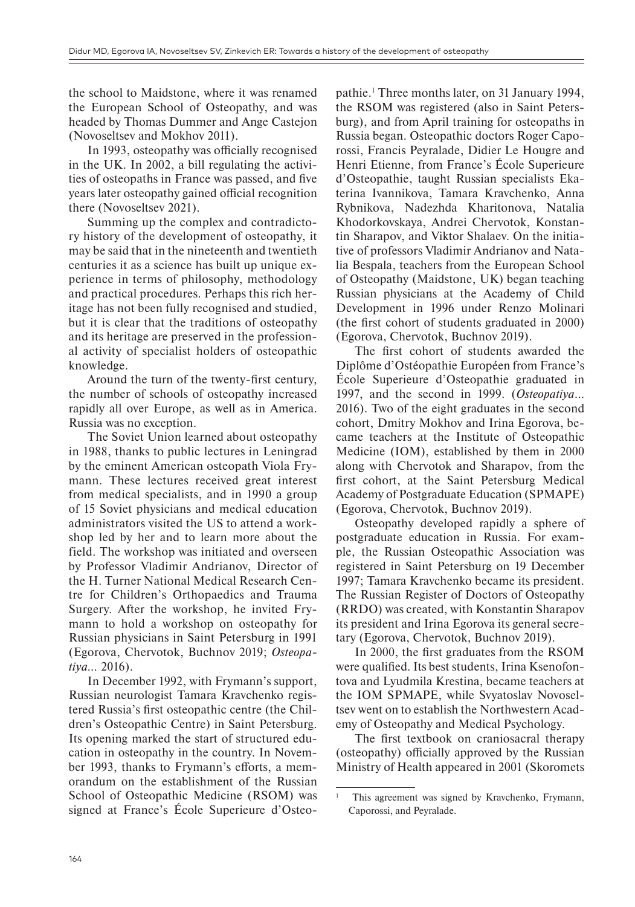the school to Maidstone, where it was renamed the European School of Osteopathy, and was headed by Thomas Dummer and Ange Castejon (Novoseltsev and Mokhov 2011).

In 1993, osteopathy was officially recognised in the UK. In 2002, a bill regulating the activities of osteopaths in France was passed, and five years later osteopathy gained official recognition there (Novoseltsev 2021).

Summing up the complex and contradictory history of the development of osteopathy, it may be said that in the nineteenth and twentieth centuries it as a science has built up unique experience in terms of philosophy, methodology and practical procedures. Perhaps this rich heritage has not been fully recognised and studied, but it is clear that the traditions of osteopathy and its heritage are preserved in the professional activity of specialist holders of osteopathic knowledge.

Around the turn of the twenty-first century, the number of schools of osteopathy increased rapidly all over Europe, as well as in America. Russia was no exception.

The Soviet Union learned about osteopathy in 1988, thanks to public lectures in Leningrad by the eminent American osteopath Viola Frymann. These lectures received great interest from medical specialists, and in 1990 a group of 15 Soviet physicians and medical education administrators visited the US to attend a workshop led by her and to learn more about the field. The workshop was initiated and overseen by Professor Vladimir Andrianov, Director of the H. Turner National Medical Research Centre for Children's Orthopaedics and Trauma Surgery. After the workshop, he invited Frymann to hold a workshop on osteopathy for Russian physicians in Saint Petersburg in 1991 (Egorova, Chervotok, Buchnov 2019; *Osteopatiya...* 2016).

In December 1992, with Frymann's support, Russian neurologist Tamara Kravchenko registered Russia's first osteopathic centre (the Children's Osteopathic Centre) in Saint Petersburg. Its opening marked the start of structured education in osteopathy in the country. In November 1993, thanks to Frymann's efforts, a memorandum on the establishment of the Russian School of Osteopathic Medicine (RSOM) was signed at France's École Superieure d'Osteopathie.[1] Three months later, on 31 January 1994, the RSOM was registered (also in Saint Petersburg), and from April training for osteopaths in Russia began. Osteopathic doctors Roger Caporossi, Francis Peyralade, Didier Le Hougre and Henri Etienne, from France's École Superieure d'Osteopathie, taught Russian specialists Ekaterina Ivannikova, Tamara Kravchenko, Anna Rybnikova, Nadezhda Kharitonova, Natalia Khodorkovskaya, Andrei Chervotok, Konstantin Sharapov, and Viktor Shalaev. On the initiative of professors Vladimir Andrianov and Natalia Bespala, teachers from the European School of Osteopathy (Maidstone, UK) began teaching Russian physicians at the Academy of Child Development in 1996 under Renzo Molinari (the first cohort of students graduated in 2000) (Egorova, Chervotok, Buchnov 2019).

The first cohort of students awarded the Diplôme d'Ostéopathie Européen from France's École Superieure d'Osteopathie graduated in 1997, and the second in 1999. (*Osteopatiya...* 2016). Two of the eight graduates in the second cohort, Dmitry Mokhov and Irina Egorova, became teachers at the Institute of Osteopathic Medicine (IOM), established by them in 2000 along with Chervotok and Sharapov, from the first cohort, at the Saint Petersburg Medical Academy of Postgraduate Education (SPMAPE) (Egorova, Chervotok, Buchnov 2019).

Osteopathy developed rapidly a sphere of postgraduate education in Russia. For example, the Russian Osteopathic Association was registered in Saint Petersburg on 19 December 1997; Tamara Kravchenko became its president. The Russian Register of Doctors of Osteopathy (RRDO) was created, with Konstantin Sharapov its president and Irina Egorova its general secretary (Egorova, Chervotok, Buchnov 2019).

In 2000, the first graduates from the RSOM were qualified. Its best students, Irina Ksenofontova and Lyudmila Krestina, became teachers at the IOM SPMAPE, while Svyatoslav Novoseltsev went on to establish the Northwestern Academy of Osteopathy and Medical Psychology.

The first textbook on craniosacral therapy (osteopathy) officially approved by the Russian Ministry of Health appeared in 2001 (Skoromets

---

[1] This agreement was signed by Kravchenko, Frymann, Caporossi, and Peyralade.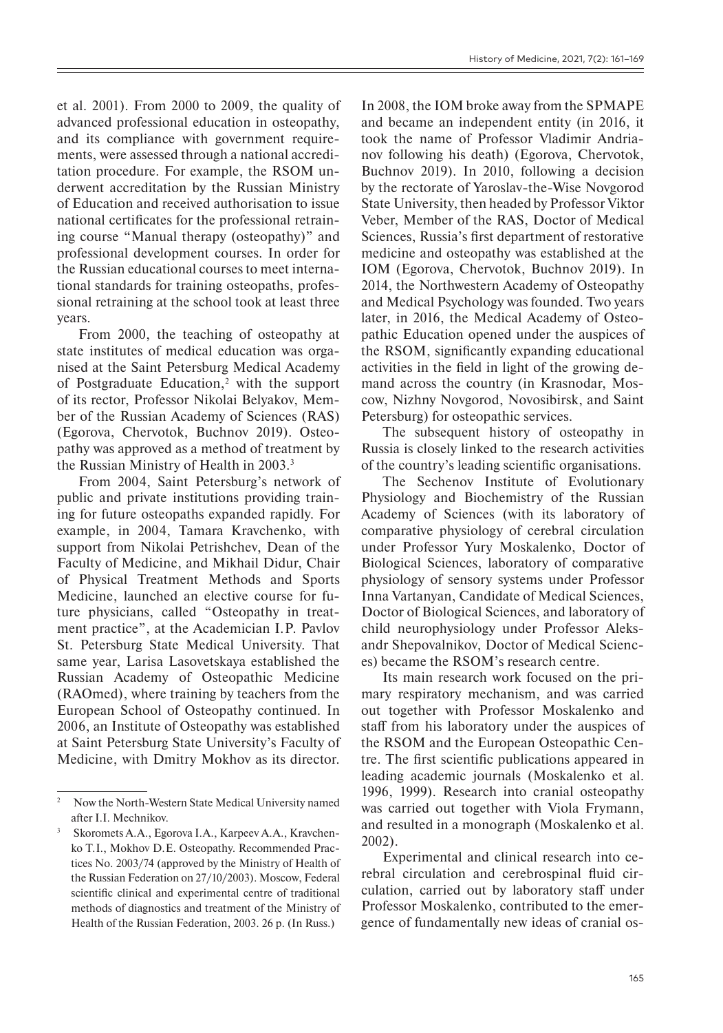et al. 2001). From 2000 to 2009, the quality of advanced professional education in osteopathy, and its compliance with government requirements, were assessed through a national accreditation procedure. For example, the RSOM underwent accreditation by the Russian Ministry of Education and received authorisation to issue national certificates for the professional retraining course "Manual therapy (osteopathy)" and professional development courses. In order for the Russian educational courses to meet international standards for training osteopaths, professional retraining at the school took at least three years.

From 2000, the teaching of osteopathy at state institutes of medical education was organised at the Saint Petersburg Medical Academy of Postgraduate Education,[2] with the support of its rector, Professor Nikolai Belyakov, Member of the Russian Academy of Sciences (RAS) (Egorova, Chervotok, Buchnov 2019). Osteopathy was approved as a method of treatment by the Russian Ministry of Health in 2003.[3]

From 2004, Saint Petersburg's network of public and private institutions providing training for future osteopaths expanded rapidly. For example, in 2004, Tamara Kravchenko, with support from Nikolai Petrishchev, Dean of the Faculty of Medicine, and Mikhail Didur, Chair of Physical Treatment Methods and Sports Medicine, launched an elective course for future physicians, called "Osteopathy in treatment practice", at the Academician I.P. Pavlov St. Petersburg State Medical University. That same year, Larisa Lasovetskaya established the Russian Academy of Osteopathic Medicine (RAOmed), where training by teachers from the European School of Osteopathy continued. In 2006, an Institute of Osteopathy was established at Saint Petersburg State University's Faculty of Medicine, with Dmitry Mokhov as its director. In 2008, the IOM broke away from the SPMAPE and became an independent entity (in 2016, it took the name of Professor Vladimir Andrianov following his death) (Egorova, Chervotok, Buchnov 2019). In 2010, following a decision by the rectorate of Yaroslav-the-Wise Novgorod State University, then headed by Professor Viktor Veber, Member of the RAS, Doctor of Medical Sciences, Russia's first department of restorative medicine and osteopathy was established at the IOM (Egorova, Chervotok, Buchnov 2019). In 2014, the Northwestern Academy of Osteopathy and Medical Psychology was founded. Two years later, in 2016, the Medical Academy of Osteopathic Education opened under the auspices of the RSOM, significantly expanding educational activities in the field in light of the growing demand across the country (in Krasnodar, Moscow, Nizhny Novgorod, Novosibirsk, and Saint Petersburg) for osteopathic services.

The subsequent history of osteopathy in Russia is closely linked to the research activities of the country's leading scientific organisations.

The Sechenov Institute of Evolutionary Physiology and Biochemistry of the Russian Academy of Sciences (with its laboratory of comparative physiology of cerebral circulation under Professor Yury Moskalenko, Doctor of Biological Sciences, laboratory of comparative physiology of sensory systems under Professor Inna Vartanyan, Candidate of Medical Sciences, Doctor of Biological Sciences, and laboratory of child neurophysiology under Professor Aleksandr Shepovalnikov, Doctor of Medical Sciences) became the RSOM's research centre.

Its main research work focused on the primary respiratory mechanism, and was carried out together with Professor Moskalenko and staff from his laboratory under the auspices of the RSOM and the European Osteopathic Centre. The first scientific publications appeared in leading academic journals (Moskalenko et al. 1996, 1999). Research into cranial osteopathy was carried out together with Viola Frymann, and resulted in a monograph (Moskalenko et al. 2002).

Experimental and clinical research into cerebral circulation and cerebrospinal fluid circulation, carried out by laboratory staff under Professor Moskalenko, contributed to the emergence of fundamentally new ideas of cranial os-

---

[2] Now the North-Western State Medical University named after I.I. Mechnikov.

[3] Skoromets A.A., Egorova I.A., Karpeev A.A., Kravchenko T.I., Mokhov D.E. Osteopathy. Recommended Practices No. 2003/74 (approved by the Ministry of Health of the Russian Federation on 27/10/2003). Moscow, Federal scientific clinical and experimental centre of traditional methods of diagnostics and treatment of the Ministry of Health of the Russian Federation, 2003. 26 p. (In Russ.)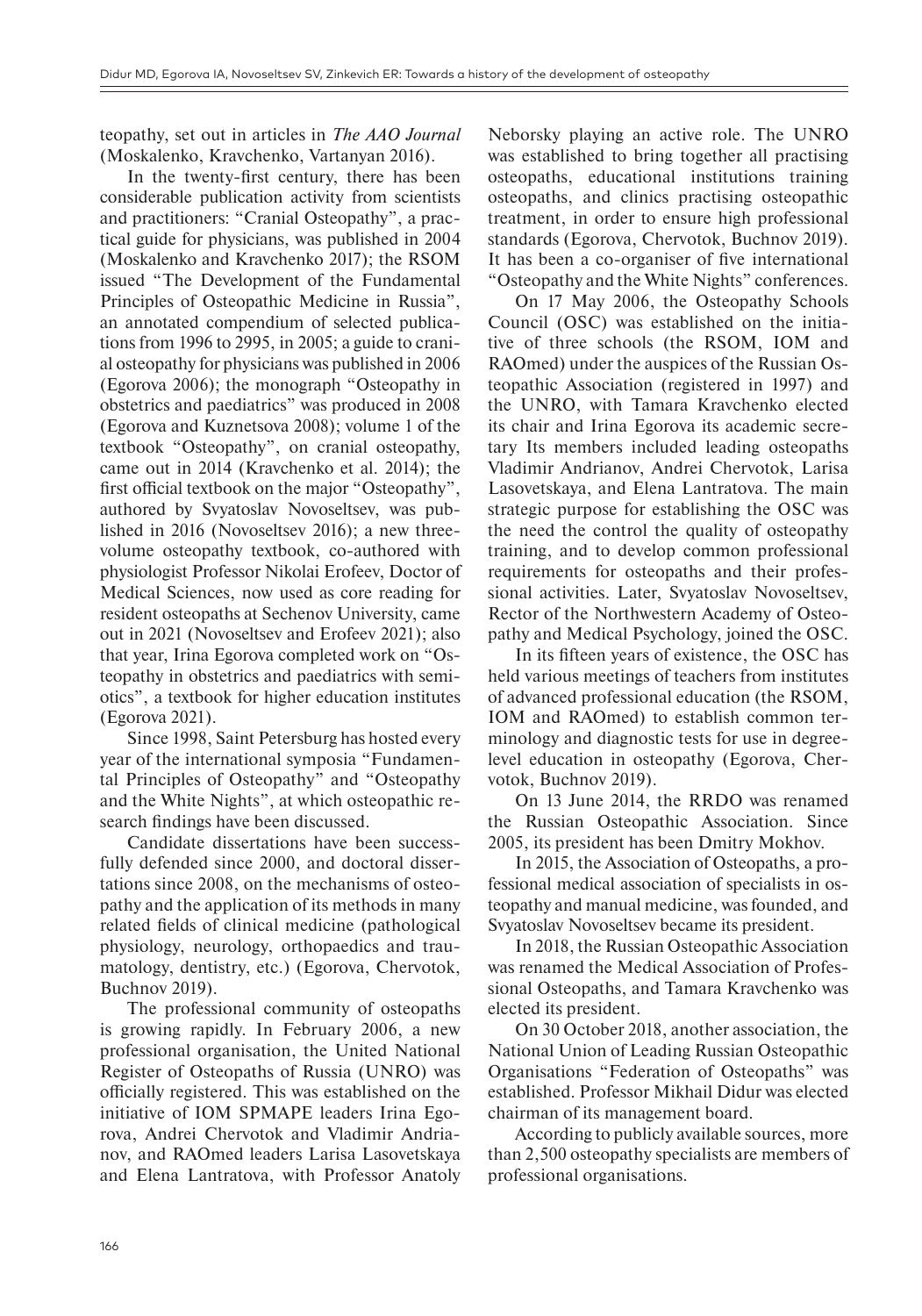teopathy, set out in articles in *The AAO Journal* (Moskalenko, Kravchenko, Vartanyan 2016).

In the twenty-first century, there has been considerable publication activity from scientists and practitioners: "Cranial Osteopathy", a practical guide for physicians, was published in 2004 (Moskalenko and Kravchenko 2017); the RSOM issued "The Development of the Fundamental Principles of Osteopathic Medicine in Russia", an annotated compendium of selected publications from 1996 to 2995, in 2005; a guide to cranial osteopathy for physicians was published in 2006 (Egorova 2006); the monograph "Osteopathy in obstetrics and paediatrics" was produced in 2008 (Egorova and Kuznetsova 2008); volume 1 of the textbook "Osteopathy", on cranial osteopathy, came out in 2014 (Kravchenko et al. 2014); the first official textbook on the major "Osteopathy", authored by Svyatoslav Novoseltsev, was published in 2016 (Novoseltsev 2016); a new three-volume osteopathy textbook, co-authored with physiologist Professor Nikolai Erofeev, Doctor of Medical Sciences, now used as core reading for resident osteopaths at Sechenov University, came out in 2021 (Novoseltsev and Erofeev 2021); also that year, Irina Egorova completed work on "Osteopathy in obstetrics and paediatrics with semiotics", a textbook for higher education institutes (Egorova 2021).

Since 1998, Saint Petersburg has hosted every year of the international symposia "Fundamental Principles of Osteopathy" and "Osteopathy and the White Nights", at which osteopathic research findings have been discussed.

Candidate dissertations have been successfully defended since 2000, and doctoral dissertations since 2008, on the mechanisms of osteopathy and the application of its methods in many related fields of clinical medicine (pathological physiology, neurology, orthopaedics and traumatology, dentistry, etc.) (Egorova, Chervotok, Buchnov 2019).

The professional community of osteopaths is growing rapidly. In February 2006, a new professional organisation, the United National Register of Osteopaths of Russia (UNRO) was officially registered. This was established on the initiative of IOM SPMAPE leaders Irina Egorova, Andrei Chervotok and Vladimir Andrianov, and RAOmed leaders Larisa Lasovetskaya and Elena Lantratova, with Professor Anatoly Neborsky playing an active role. The UNRO was established to bring together all practising osteopaths, educational institutions training osteopaths, and clinics practising osteopathic treatment, in order to ensure high professional standards (Egorova, Chervotok, Buchnov 2019). It has been a co-organiser of five international "Osteopathy and the White Nights" conferences.

On 17 May 2006, the Osteopathy Schools Council (OSC) was established on the initiative of three schools (the RSOM, IOM and RAOmed) under the auspices of the Russian Osteopathic Association (registered in 1997) and the UNRO, with Tamara Kravchenko elected its chair and Irina Egorova its academic secretary Its members included leading osteopaths Vladimir Andrianov, Andrei Chervotok, Larisa Lasovetskaya, and Elena Lantratova. The main strategic purpose for establishing the OSC was the need the control the quality of osteopathy training, and to develop common professional requirements for osteopaths and their professional activities. Later, Svyatoslav Novoseltsev, Rector of the Northwestern Academy of Osteopathy and Medical Psychology, joined the OSC.

In its fifteen years of existence, the OSC has held various meetings of teachers from institutes of advanced professional education (the RSOM, IOM and RAOmed) to establish common terminology and diagnostic tests for use in degree-level education in osteopathy (Egorova, Chervotok, Buchnov 2019).

On 13 June 2014, the RRDO was renamed the Russian Osteopathic Association. Since 2005, its president has been Dmitry Mokhov.

In 2015, the Association of Osteopaths, a professional medical association of specialists in osteopathy and manual medicine, was founded, and Svyatoslav Novoseltsev became its president.

In 2018, the Russian Osteopathic Association was renamed the Medical Association of Professional Osteopaths, and Tamara Kravchenko was elected its president.

On 30 October 2018, another association, the National Union of Leading Russian Osteopathic Organisations "Federation of Osteopaths" was established. Professor Mikhail Didur was elected chairman of its management board.

According to publicly available sources, more than 2,500 osteopathy specialists are members of professional organisations.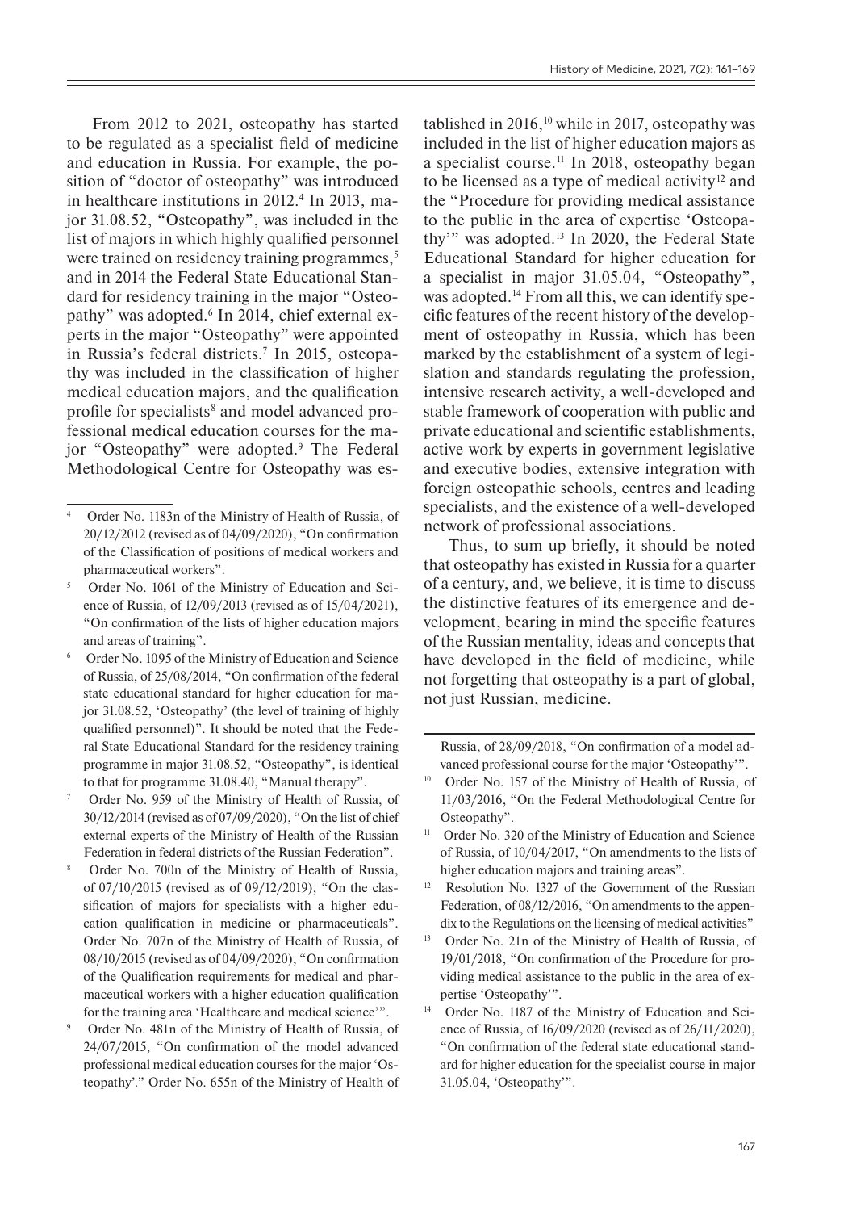From 2012 to 2021, osteopathy has started to be regulated as a specialist field of medicine and education in Russia. For example, the position of "doctor of osteopathy" was introduced in healthcare institutions in 2012.[4] In 2013, major 31.08.52, "Osteopathy", was included in the list of majors in which highly qualified personnel were trained on residency training programmes,[5] and in 2014 the Federal State Educational Standard for residency training in the major "Osteopathy" was adopted.[6] In 2014, chief external experts in the major "Osteopathy" were appointed in Russia's federal districts.[7] In 2015, osteopathy was included in the classification of higher medical education majors, and the qualification profile for specialists[8] and model advanced professional medical education courses for the major "Osteopathy" were adopted.[9] The Federal Methodological Centre for Osteopathy was established in 2016,[10] while in 2017, osteopathy was included in the list of higher education majors as a specialist course.[11] In 2018, osteopathy began to be licensed as a type of medical activity[12] and the "Procedure for providing medical assistance to the public in the area of expertise 'Osteopathy'" was adopted.[13] In 2020, the Federal State Educational Standard for higher education for a specialist in major 31.05.04, "Osteopathy", was adopted.[14] From all this, we can identify specific features of the recent history of the development of osteopathy in Russia, which has been marked by the establishment of a system of legislation and standards regulating the profession, intensive research activity, a well-developed and stable framework of cooperation with public and private educational and scientific establishments, active work by experts in government legislative and executive bodies, extensive integration with foreign osteopathic schools, centres and leading specialists, and the existence of a well-developed network of professional associations.

Thus, to sum up briefly, it should be noted that osteopathy has existed in Russia for a quarter of a century, and, we believe, it is time to discuss the distinctive features of its emergence and development, bearing in mind the specific features of the Russian mentality, ideas and concepts that have developed in the field of medicine, while not forgetting that osteopathy is a part of global, not just Russian, medicine.

---

[4] Order No. 1183n of the Ministry of Health of Russia, of 20/12/2012 (revised as of 04/09/2020), "On confirmation of the Classification of positions of medical workers and pharmaceutical workers".

[5] Order No. 1061 of the Ministry of Education and Science of Russia, of 12/09/2013 (revised as of 15/04/2021), "On confirmation of the lists of higher education majors and areas of training".

[6] Order No. 1095 of the Ministry of Education and Science of Russia, of 25/08/2014, "On confirmation of the federal state educational standard for higher education for major 31.08.52, 'Osteopathy' (the level of training of highly qualified personnel)". It should be noted that the Federal State Educational Standard for the residency training programme in major 31.08.52, "Osteopathy", is identical to that for programme 31.08.40, "Manual therapy".

[7] Order No. 959 of the Ministry of Health of Russia, of 30/12/2014 (revised as of 07/09/2020), "On the list of chief external experts of the Ministry of Health of the Russian Federation in federal districts of the Russian Federation".

[8] Order No. 700n of the Ministry of Health of Russia, of 07/10/2015 (revised as of 09/12/2019), "On the classification of majors for specialists with a higher education qualification in medicine or pharmaceuticals". Order No. 707n of the Ministry of Health of Russia, of 08/10/2015 (revised as of 04/09/2020), "On confirmation of the Qualification requirements for medical and pharmaceutical workers with a higher education qualification for the training area 'Healthcare and medical science'".

[9] Order No. 481n of the Ministry of Health of Russia, of 24/07/2015, "On confirmation of the model advanced professional medical education courses for the major 'Osteopathy'." Order No. 655n of the Ministry of Health of Russia, of 28/09/2018, "On confirmation of a model advanced professional course for the major 'Osteopathy'".

[10] Order No. 157 of the Ministry of Health of Russia, of 11/03/2016, "On the Federal Methodological Centre for Osteopathy".

[11] Order No. 320 of the Ministry of Education and Science of Russia, of 10/04/2017, "On amendments to the lists of higher education majors and training areas".

[12] Resolution No. 1327 of the Government of the Russian Federation, of 08/12/2016, "On amendments to the appendix to the Regulations on the licensing of medical activities"

[13] Order No. 21n of the Ministry of Health of Russia, of 19/01/2018, "On confirmation of the Procedure for providing medical assistance to the public in the area of expertise 'Osteopathy'".

[14] Order No. 1187 of the Ministry of Education and Science of Russia, of 16/09/2020 (revised as of 26/11/2020), "On confirmation of the federal state educational standard for higher education for the specialist course in major 31.05.04, 'Osteopathy'".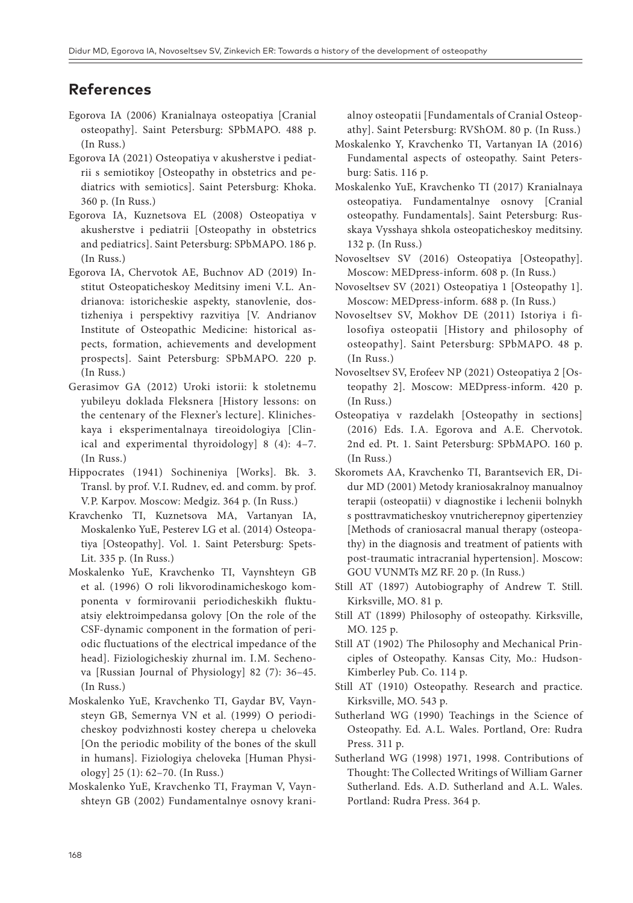## References

Egorova IA (2006) Kranialnaya osteopatiya [Cranial osteopathy]. Saint Petersburg: SPbMAPO. 488 p. (In Russ.)

Egorova IA (2021) Osteopatiya v akusherstve i pediatrii s semiotikoy [Osteopathy in obstetrics and pediatrics with semiotics]. Saint Petersburg: Khoka. 360 p. (In Russ.)

Egorova IA, Kuznetsova EL (2008) Osteopatiya v akusherstve i pediatrii [Osteopathy in obstetrics and pediatrics]. Saint Petersburg: SPbMAPO. 186 p. (In Russ.)

Egorova IA, Chervotok AE, Buchnov AD (2019) Institut Osteopaticheskoy Meditsiny imeni V.L. Andrianova: istoricheskie aspekty, stanovlenie, dostizheniya i perspektivy razvitiya [V. Andrianov Institute of Osteopathic Medicine: historical aspects, formation, achievements and development prospects]. Saint Petersburg: SPbMAPO. 220 p. (In Russ.)

Gerasimov GA (2012) Uroki istorii: k stoletnemu yubileyu doklada Fleksnera [History lessons: on the centenary of the Flexner's lecture]. Klinicheskaya i eksperimentalnaya tireoidologiya [Clinical and experimental thyroidology] 8 (4): 4–7. (In Russ.)

Hippocrates (1941) Sochineniya [Works]. Bk. 3. Transl. by prof. V.I. Rudnev, ed. and comm. by prof. V.P. Karpov. Moscow: Medgiz. 364 p. (In Russ.)

Kravchenko TI, Kuznetsova MA, Vartanyan IA, Moskalenko YuE, Pesterev LG et al. (2014) Osteopatiya [Osteopathy]. Vol. 1. Saint Petersburg: Spets-Lit. 335 p. (In Russ.)

Moskalenko YuE, Kravchenko TI, Vaynshteyn GB et al. (1996) O roli likvorodinamicheskogo komponenta v formirovanii periodicheskikh fluktuatsiy elektroimpedansa golovy [On the role of the CSF-dynamic component in the formation of periodic fluctuations of the electrical impedance of the head]. Fiziologicheskiy zhurnal im. I.M. Sechenova [Russian Journal of Physiology] 82 (7): 36–45. (In Russ.)

Moskalenko YuE, Kravchenko TI, Gaydar BV, Vaynsteyn GB, Semernya VN et al. (1999) O periodicheskoy podvizhnosti kostey cherepa u cheloveka [On the periodic mobility of the bones of the skull in humans]. Fiziologiya cheloveka [Human Physiology] 25 (1): 62–70. (In Russ.)

Moskalenko YuE, Kravchenko TI, Frayman V, Vaynshteyn GB (2002) Fundamentalnye osnovy kranialnoy osteopatii [Fundamentals of Cranial Osteopathy]. Saint Petersburg: RVShOM. 80 p. (In Russ.)

Moskalenko Y, Kravchenko TI, Vartanyan IA (2016) Fundamental aspects of osteopathy. Saint Petersburg: Satis. 116 p.

Moskalenko YuE, Kravchenko TI (2017) Kranialnaya osteopatiya. Fundamentalnye osnovy [Cranial osteopathy. Fundamentals]. Saint Petersburg: Russkaya Vysshaya shkola osteopaticheskoy meditsiny. 132 p. (In Russ.)

Novoseltsev SV (2016) Osteopatiya [Osteopathy]. Moscow: MEDpress-inform. 608 p. (In Russ.)

Novoseltsev SV (2021) Osteopatiya 1 [Osteopathy 1]. Moscow: MEDpress-inform. 688 p. (In Russ.)

Novoseltsev SV, Mokhov DE (2011) Istoriya i filosofiya osteopatii [History and philosophy of osteopathy]. Saint Petersburg: SPbMAPO. 48 p. (In Russ.)

Novoseltsev SV, Erofeev NP (2021) Osteopatiya 2 [Osteopathy 2]. Moscow: MEDpress-inform. 420 p. (In Russ.)

Osteopatiya v razdelakh [Osteopathy in sections] (2016) Eds. I.A. Egorova and A.E. Chervotok. 2nd ed. Pt. 1. Saint Petersburg: SPbMAPO. 160 p. (In Russ.)

Skoromets AA, Kravchenko TI, Barantsevich ER, Didur MD (2001) Metody kraniosakralnoy manualnoy terapii (osteopatii) v diagnostike i lechenii bolnykh s posttravmaticheskoy vnutricherepnoy gipertenziey [Methods of craniosacral manual therapy (osteopathy) in the diagnosis and treatment of patients with post-traumatic intracranial hypertension]. Moscow: GOU VUNMTs MZ RF. 20 p. (In Russ.)

Still AT (1897) Autobiography of Andrew T. Still. Kirksville, MO. 81 p.

Still AT (1899) Philosophy of osteopathy. Kirksville, MO. 125 p.

Still AT (1902) The Philosophy and Mechanical Principles of Osteopathy. Kansas City, Mo.: Hudson-Kimberley Pub. Co. 114 p.

Still AT (1910) Osteopathy. Research and practice. Kirksville, MO. 543 p.

Sutherland WG (1990) Teachings in the Science of Osteopathy. Ed. A.L. Wales. Portland, Ore: Rudra Press. 311 p.

Sutherland WG (1998) 1971, 1998. Contributions of Thought: The Collected Writings of William Garner Sutherland. Eds. A.D. Sutherland and A.L. Wales. Portland: Rudra Press. 364 p.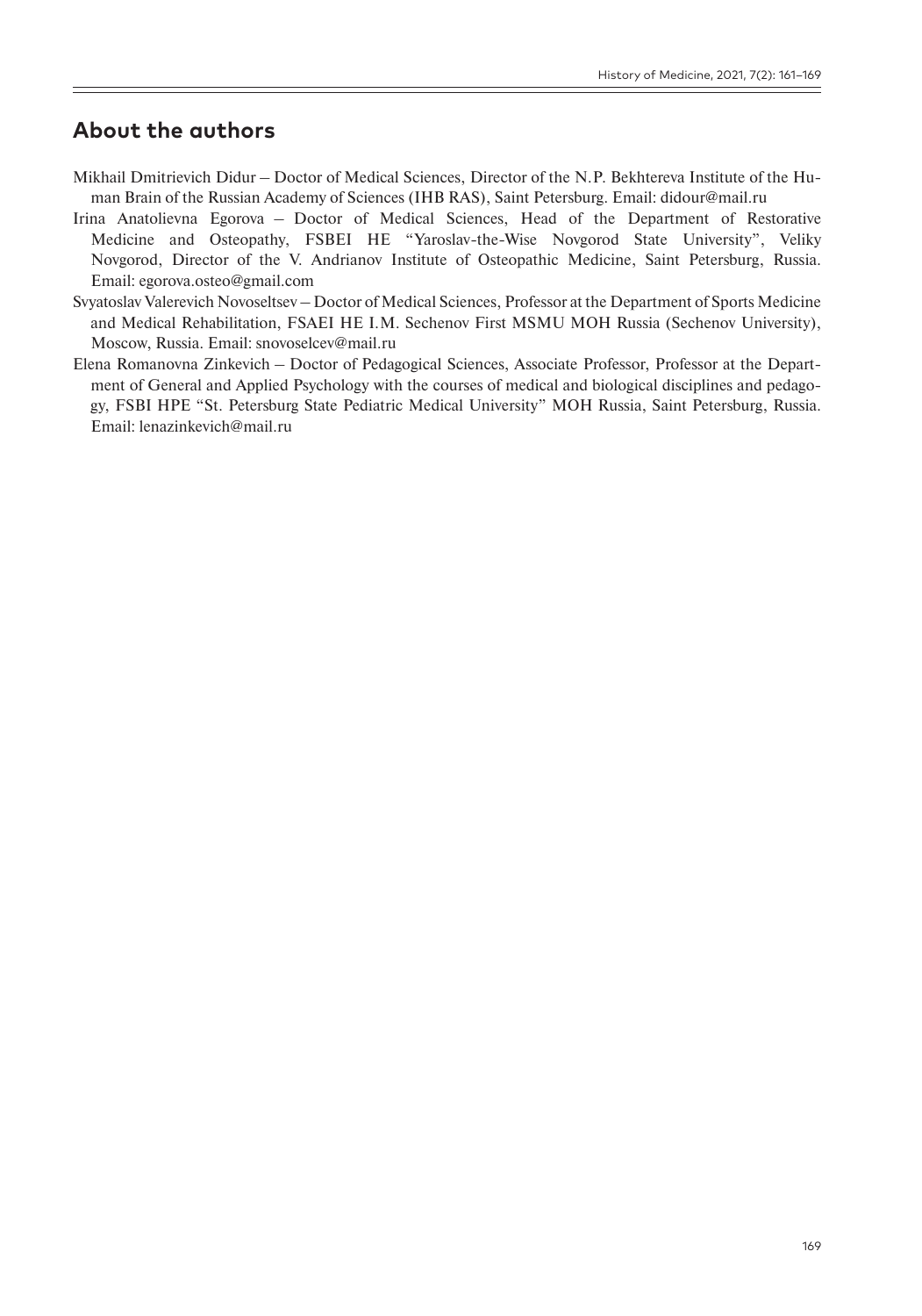## About the authors

Mikhail Dmitrievich Didur – Doctor of Medical Sciences, Director of the N.P. Bekhtereva Institute of the Human Brain of the Russian Academy of Sciences (IHB RAS), Saint Petersburg. Email: didour@mail.ru

Irina Anatolievna Egorova – Doctor of Medical Sciences, Head of the Department of Restorative Medicine and Osteopathy, FSBEI HE "Yaroslav-the-Wise Novgorod State University", Veliky Novgorod, Director of the V. Andrianov Institute of Osteopathic Medicine, Saint Petersburg, Russia. Email: egorova.osteo@gmail.com

Svyatoslav Valerevich Novoseltsev – Doctor of Medical Sciences, Professor at the Department of Sports Medicine and Medical Rehabilitation, FSAEI HE I.M. Sechenov First MSMU MOH Russia (Sechenov University), Moscow, Russia. Email: snovoselcev@mail.ru

Elena Romanovna Zinkevich – Doctor of Pedagogical Sciences, Associate Professor, Professor at the Department of General and Applied Psychology with the courses of medical and biological disciplines and pedagogy, FSBI HPE "St. Petersburg State Pediatric Medical University" MOH Russia, Saint Petersburg, Russia. Email: lenazinkevich@mail.ru